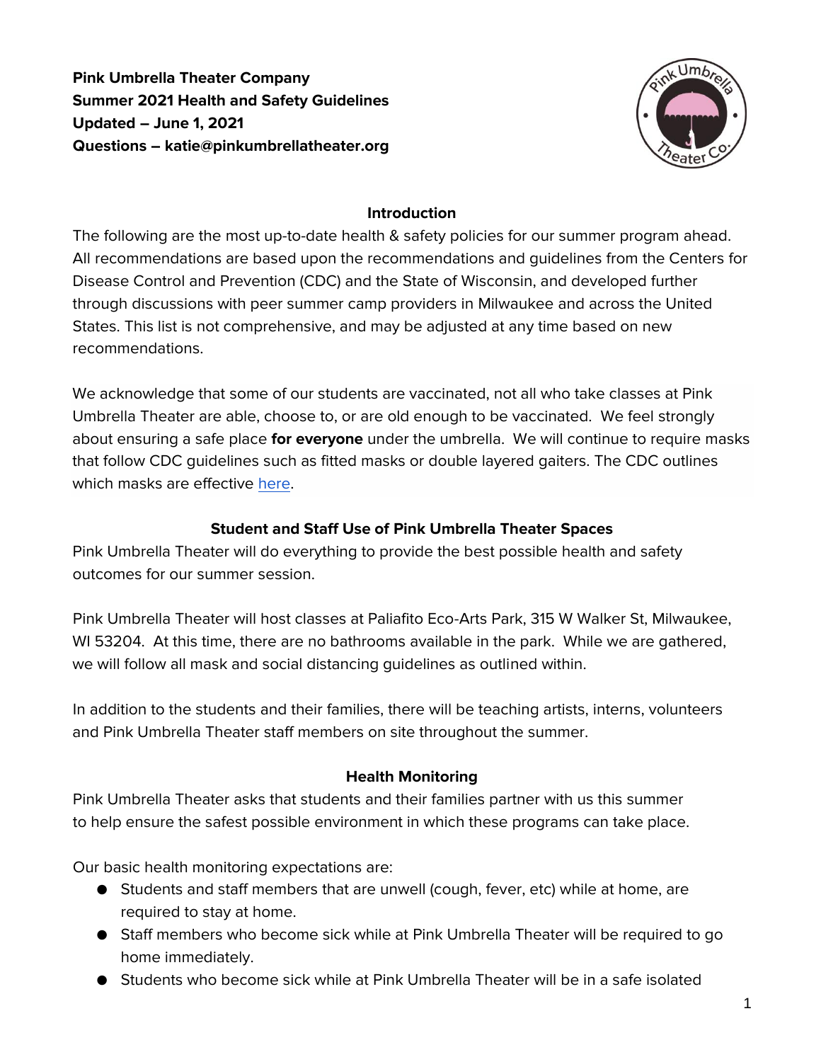**Pink Umbrella Theater Company**
**Summer 2021 Health and Safety Guidelines**
**Updated – June 1, 2021**
**Questions – katie@pinkumbrellatheater.org**

## Introduction

The following are the most up-to-date health & safety policies for our summer program ahead. All recommendations are based upon the recommendations and guidelines from the Centers for Disease Control and Prevention (CDC) and the State of Wisconsin, and developed further through discussions with peer summer camp providers in Milwaukee and across the United States. This list is not comprehensive, and may be adjusted at any time based on new recommendations.

We acknowledge that some of our students are vaccinated, not all who take classes at Pink Umbrella Theater are able, choose to, or are old enough to be vaccinated. We feel strongly about ensuring a safe place **for everyone** under the umbrella. We will continue to require masks that follow CDC guidelines such as fitted masks or double layered gaiters. The CDC outlines which masks are effective here.

## Student and Staff Use of Pink Umbrella Theater Spaces

Pink Umbrella Theater will do everything to provide the best possible health and safety outcomes for our summer session.

Pink Umbrella Theater will host classes at Paliafito Eco-Arts Park, 315 W Walker St, Milwaukee, WI 53204. At this time, there are no bathrooms available in the park. While we are gathered, we will follow all mask and social distancing guidelines as outlined within.

In addition to the students and their families, there will be teaching artists, interns, volunteers and Pink Umbrella Theater staff members on site throughout the summer.

## Health Monitoring

Pink Umbrella Theater asks that students and their families partner with us this summer to help ensure the safest possible environment in which these programs can take place.

Our basic health monitoring expectations are:

- Students and staff members that are unwell (cough, fever, etc) while at home, are required to stay at home.
- Staff members who become sick while at Pink Umbrella Theater will be required to go home immediately.
- Students who become sick while at Pink Umbrella Theater will be in a safe isolated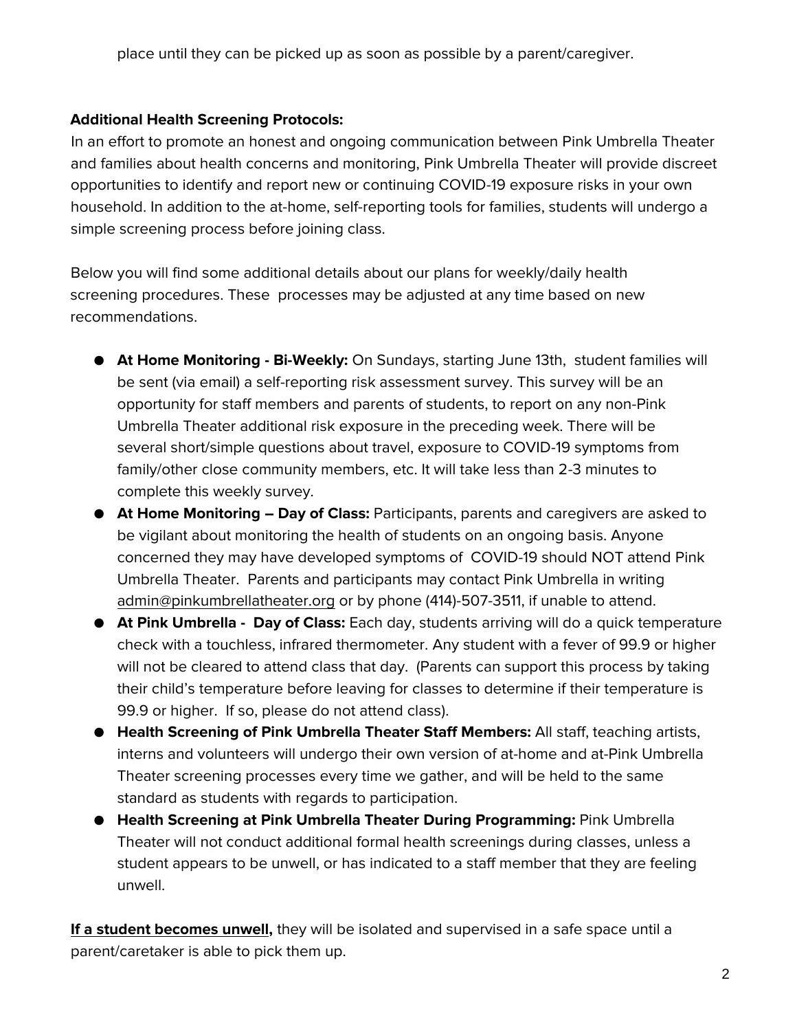place until they can be picked up as soon as possible by a parent/caregiver.

**Additional Health Screening Protocols:**

In an effort to promote an honest and ongoing communication between Pink Umbrella Theater and families about health concerns and monitoring, Pink Umbrella Theater will provide discreet opportunities to identify and report new or continuing COVID-19 exposure risks in your own household. In addition to the at-home, self-reporting tools for families, students will undergo a simple screening process before joining class.

Below you will find some additional details about our plans for weekly/daily health screening procedures. These processes may be adjusted at any time based on new recommendations.

- **At Home Monitoring - Bi-Weekly:** On Sundays, starting June 13th, student families will be sent (via email) a self-reporting risk assessment survey. This survey will be an opportunity for staff members and parents of students, to report on any non-Pink Umbrella Theater additional risk exposure in the preceding week. There will be several short/simple questions about travel, exposure to COVID-19 symptoms from family/other close community members, etc. It will take less than 2-3 minutes to complete this weekly survey.
- **At Home Monitoring – Day of Class:** Participants, parents and caregivers are asked to be vigilant about monitoring the health of students on an ongoing basis. Anyone concerned they may have developed symptoms of COVID-19 should NOT attend Pink Umbrella Theater. Parents and participants may contact Pink Umbrella in writing admin@pinkumbrellatheater.org or by phone (414)-507-3511, if unable to attend.
- **At Pink Umbrella - Day of Class:** Each day, students arriving will do a quick temperature check with a touchless, infrared thermometer. Any student with a fever of 99.9 or higher will not be cleared to attend class that day. (Parents can support this process by taking their child's temperature before leaving for classes to determine if their temperature is 99.9 or higher. If so, please do not attend class).
- **Health Screening of Pink Umbrella Theater Staff Members:** All staff, teaching artists, interns and volunteers will undergo their own version of at-home and at-Pink Umbrella Theater screening processes every time we gather, and will be held to the same standard as students with regards to participation.
- **Health Screening at Pink Umbrella Theater During Programming:** Pink Umbrella Theater will not conduct additional formal health screenings during classes, unless a student appears to be unwell, or has indicated to a staff member that they are feeling unwell.

**<u>If a student becomes unwell</u>,** they will be isolated and supervised in a safe space until a parent/caretaker is able to pick them up.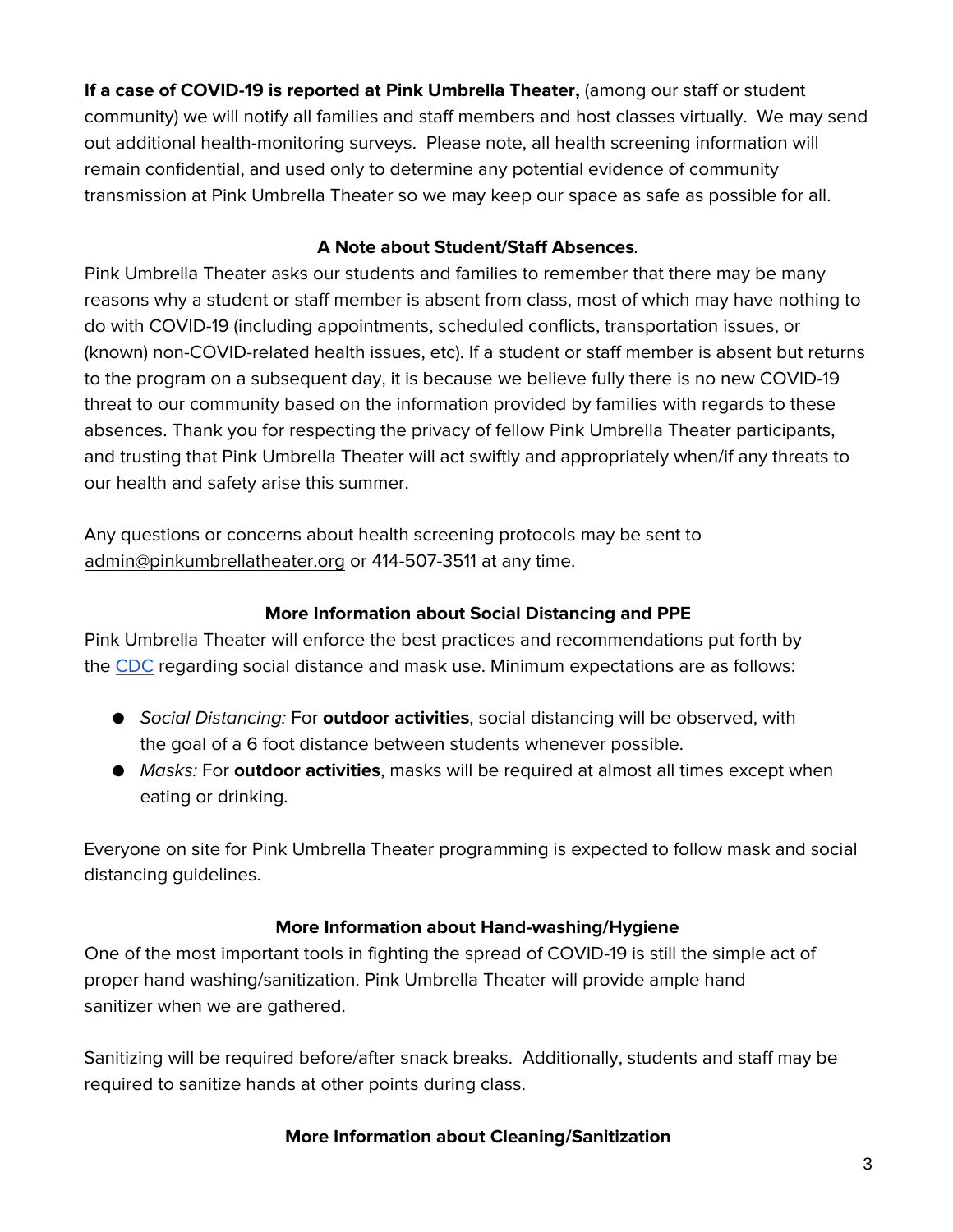**<u>If a case of COVID-19 is reported at Pink Umbrella Theater,</u>** (among our staff or student community) we will notify all families and staff members and host classes virtually. We may send out additional health-monitoring surveys. Please note, all health screening information will remain confidential, and used only to determine any potential evidence of community transmission at Pink Umbrella Theater so we may keep our space as safe as possible for all.

### A Note about Student/Staff Absences.

Pink Umbrella Theater asks our students and families to remember that there may be many reasons why a student or staff member is absent from class, most of which may have nothing to do with COVID-19 (including appointments, scheduled conflicts, transportation issues, or (known) non-COVID-related health issues, etc). If a student or staff member is absent but returns to the program on a subsequent day, it is because we believe fully there is no new COVID-19 threat to our community based on the information provided by families with regards to these absences. Thank you for respecting the privacy of fellow Pink Umbrella Theater participants, and trusting that Pink Umbrella Theater will act swiftly and appropriately when/if any threats to our health and safety arise this summer.

Any questions or concerns about health screening protocols may be sent to admin@pinkumbrellatheater.org or 414-507-3511 at any time.

### More Information about Social Distancing and PPE

Pink Umbrella Theater will enforce the best practices and recommendations put forth by the CDC regarding social distance and mask use. Minimum expectations are as follows:

- *Social Distancing:* For **outdoor activities**, social distancing will be observed, with the goal of a 6 foot distance between students whenever possible.
- *Masks:* For **outdoor activities**, masks will be required at almost all times except when eating or drinking.

Everyone on site for Pink Umbrella Theater programming is expected to follow mask and social distancing guidelines.

### More Information about Hand-washing/Hygiene

One of the most important tools in fighting the spread of COVID-19 is still the simple act of proper hand washing/sanitization. Pink Umbrella Theater will provide ample hand sanitizer when we are gathered.

Sanitizing will be required before/after snack breaks. Additionally, students and staff may be required to sanitize hands at other points during class.

### More Information about Cleaning/Sanitization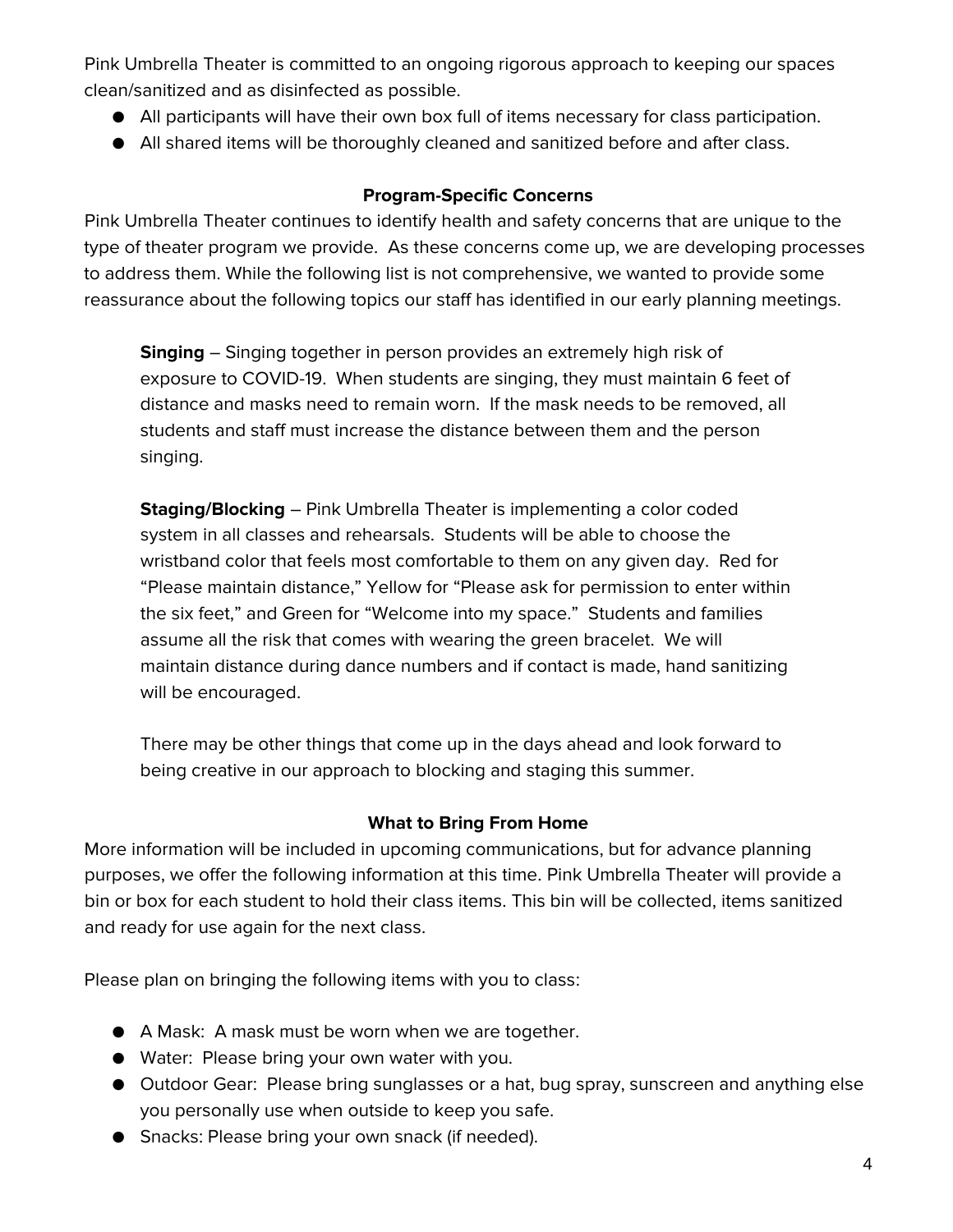Pink Umbrella Theater is committed to an ongoing rigorous approach to keeping our spaces clean/sanitized and as disinfected as possible.

- All participants will have their own box full of items necessary for class participation.
- All shared items will be thoroughly cleaned and sanitized before and after class.

## Program-Specific Concerns

Pink Umbrella Theater continues to identify health and safety concerns that are unique to the type of theater program we provide. As these concerns come up, we are developing processes to address them. While the following list is not comprehensive, we wanted to provide some reassurance about the following topics our staff has identified in our early planning meetings.

**Singing** – Singing together in person provides an extremely high risk of exposure to COVID-19. When students are singing, they must maintain 6 feet of distance and masks need to remain worn. If the mask needs to be removed, all students and staff must increase the distance between them and the person singing.

**Staging/Blocking** – Pink Umbrella Theater is implementing a color coded system in all classes and rehearsals. Students will be able to choose the wristband color that feels most comfortable to them on any given day. Red for "Please maintain distance," Yellow for "Please ask for permission to enter within the six feet," and Green for "Welcome into my space." Students and families assume all the risk that comes with wearing the green bracelet. We will maintain distance during dance numbers and if contact is made, hand sanitizing will be encouraged.

There may be other things that come up in the days ahead and look forward to being creative in our approach to blocking and staging this summer.

## What to Bring From Home

More information will be included in upcoming communications, but for advance planning purposes, we offer the following information at this time. Pink Umbrella Theater will provide a bin or box for each student to hold their class items. This bin will be collected, items sanitized and ready for use again for the next class.

Please plan on bringing the following items with you to class:

- A Mask: A mask must be worn when we are together.
- Water: Please bring your own water with you.
- Outdoor Gear: Please bring sunglasses or a hat, bug spray, sunscreen and anything else you personally use when outside to keep you safe.
- Snacks: Please bring your own snack (if needed).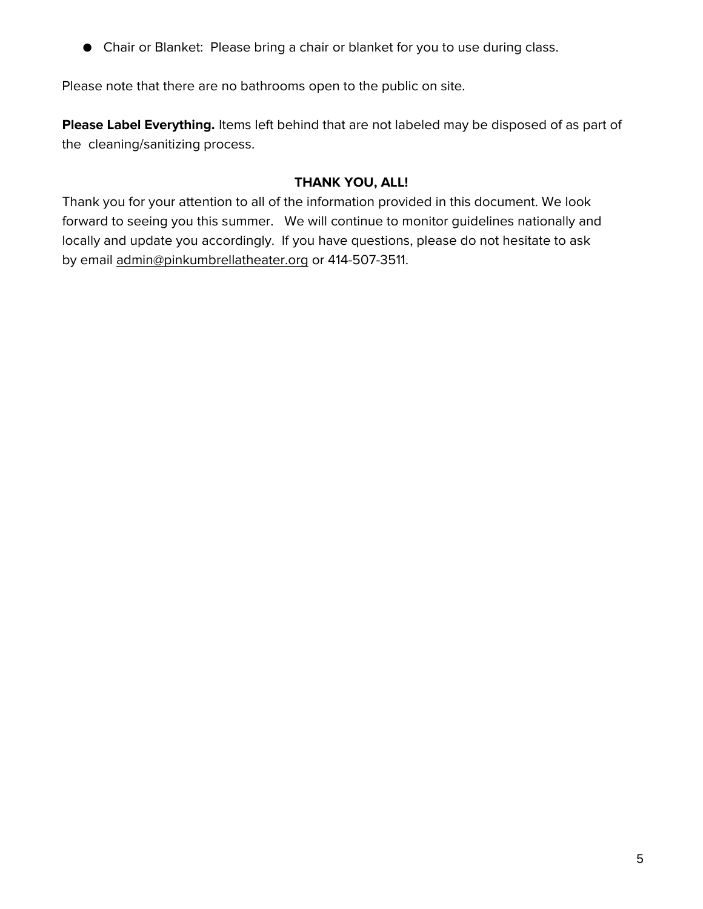- Chair or Blanket: Please bring a chair or blanket for you to use during class.

Please note that there are no bathrooms open to the public on site.

**Please Label Everything.** Items left behind that are not labeled may be disposed of as part of the cleaning/sanitizing process.

**THANK YOU, ALL!**

Thank you for your attention to all of the information provided in this document. We look forward to seeing you this summer. We will continue to monitor guidelines nationally and locally and update you accordingly. If you have questions, please do not hesitate to ask by email admin@pinkumbrellatheater.org or 414-507-3511.